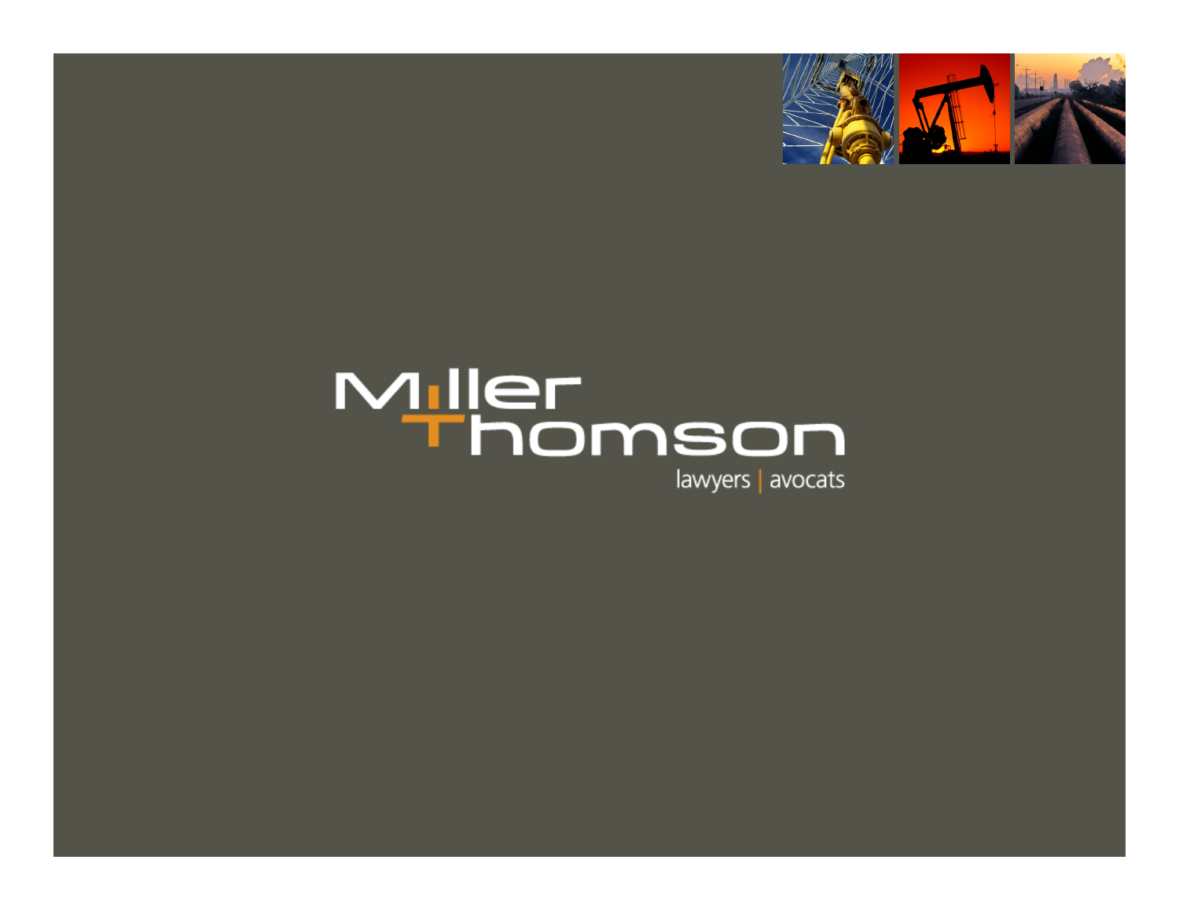Miller Thomson

lawyers | avocats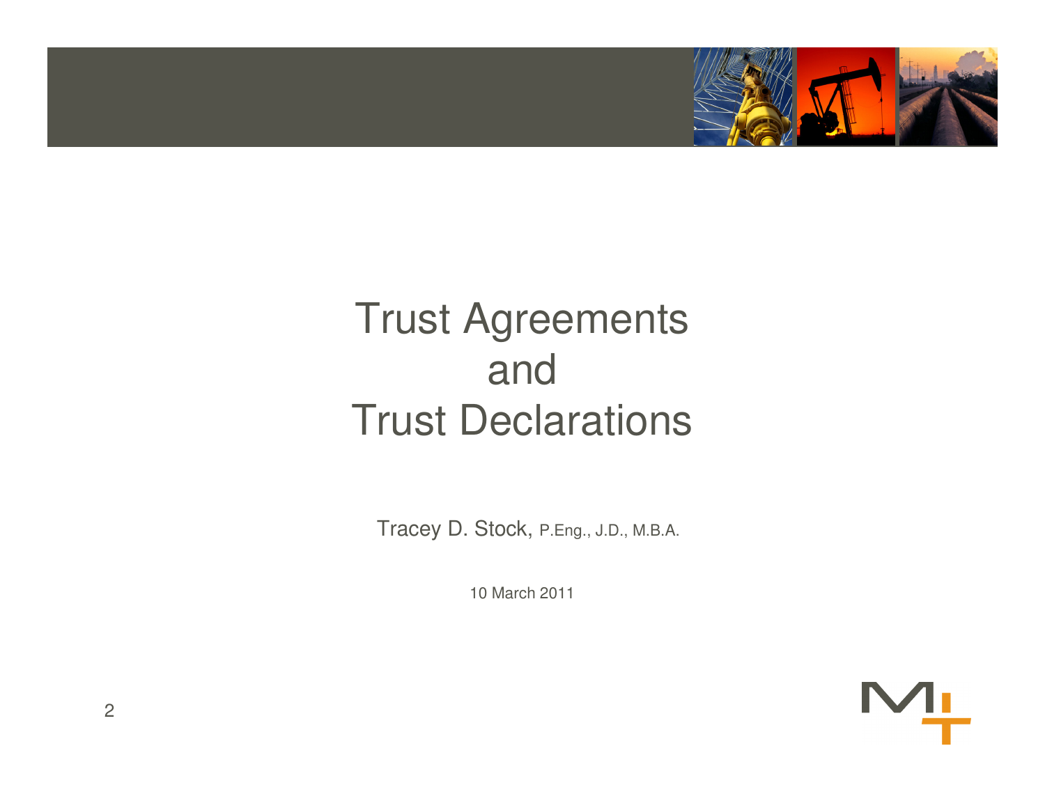# Trust Agreements and Trust Declarations

Tracey D. Stock, P.Eng., J.D., M.B.A.

10 March 2011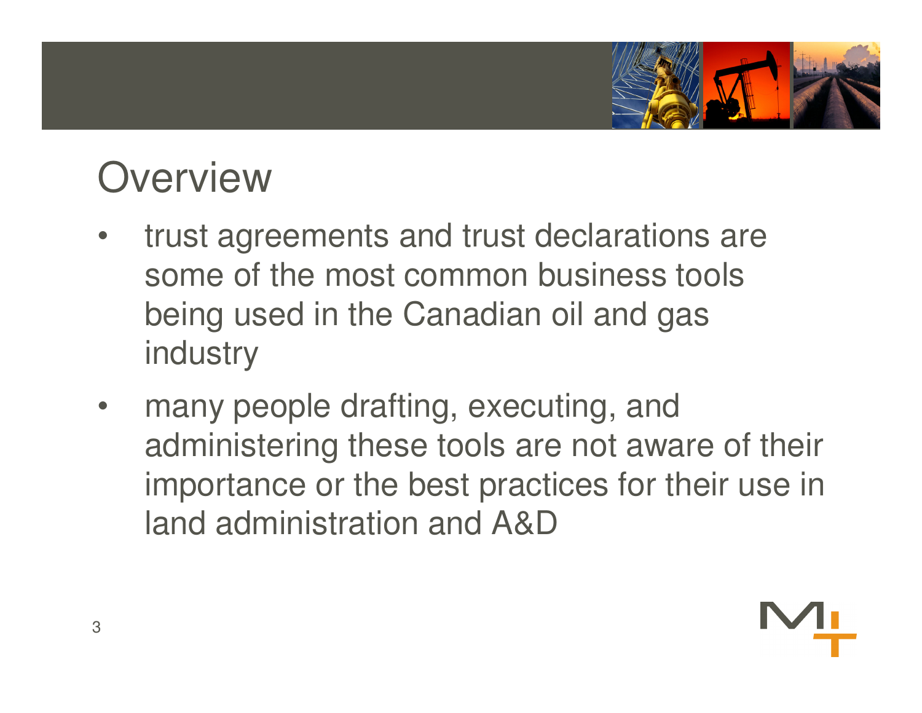# Overview

- trust agreements and trust declarations are some of the most common business tools being used in the Canadian oil and gas industry
- many people drafting, executing, and administering these tools are not aware of their importance or the best practices for their use in land administration and A&D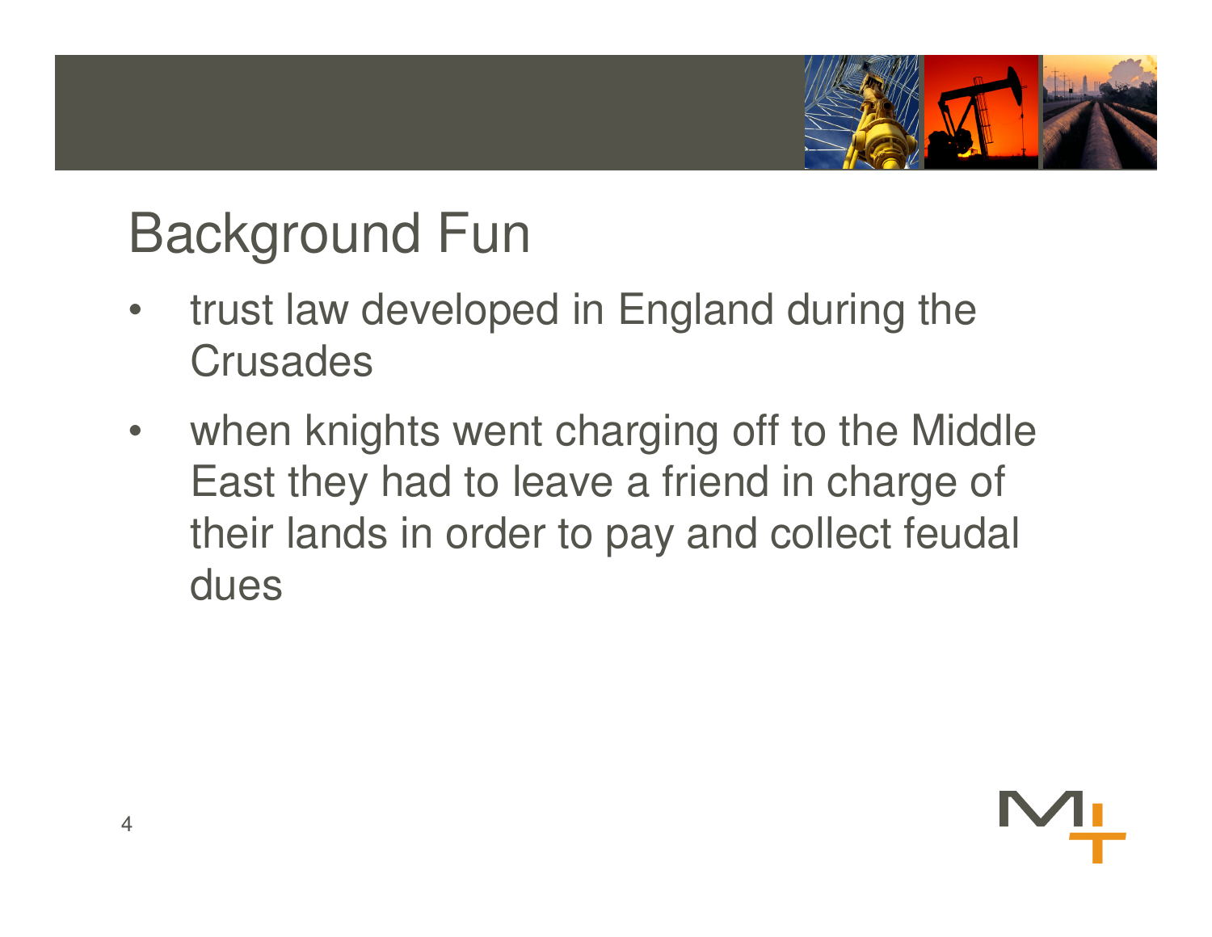# Background Fun

- trust law developed in England during the Crusades
- when knights went charging off to the Middle East they had to leave a friend in charge of their lands in order to pay and collect feudal dues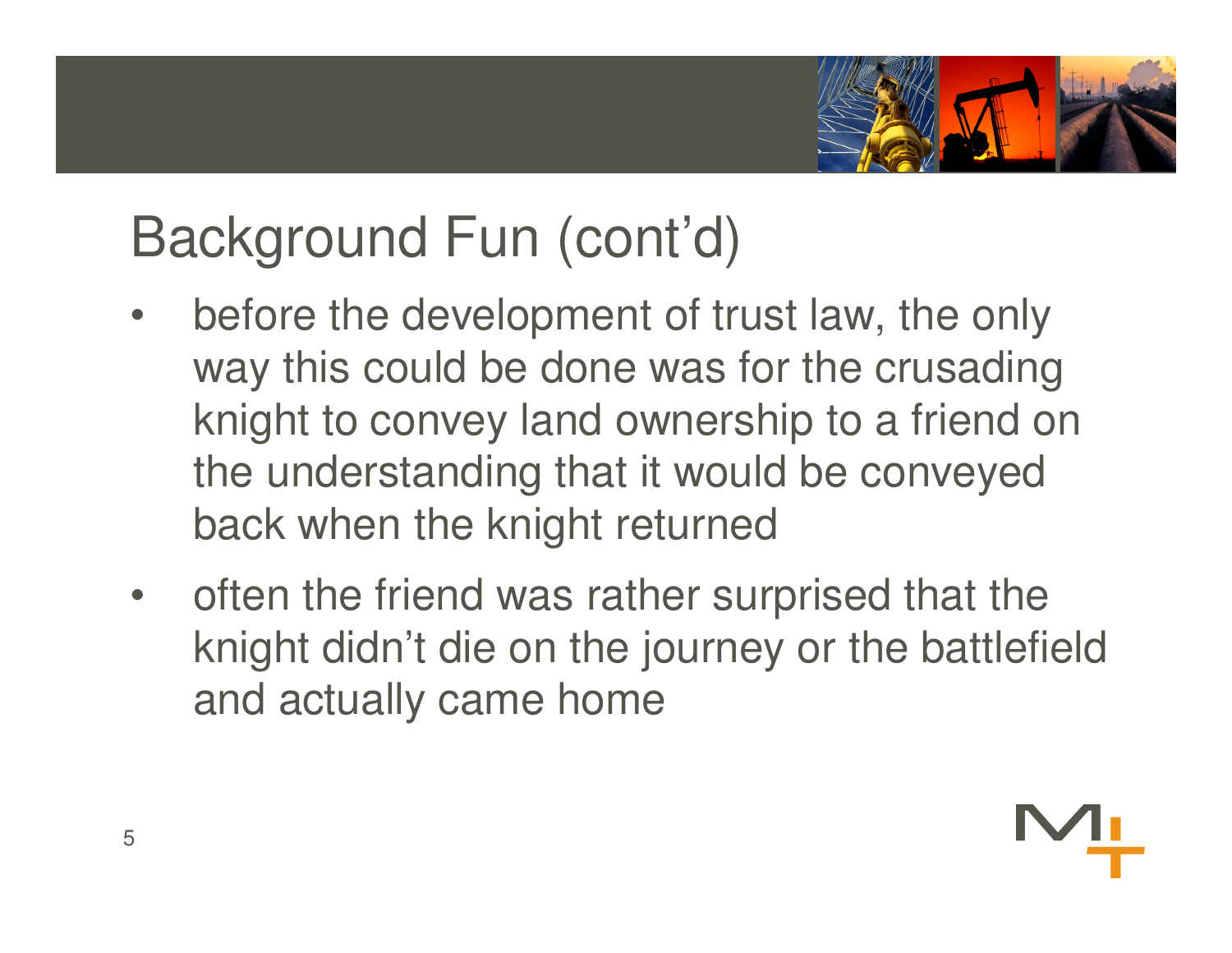# Background Fun (cont'd)

- before the development of trust law, the only way this could be done was for the crusading knight to convey land ownership to a friend on the understanding that it would be conveyed back when the knight returned
- often the friend was rather surprised that the knight didn't die on the journey or the battlefield and actually came home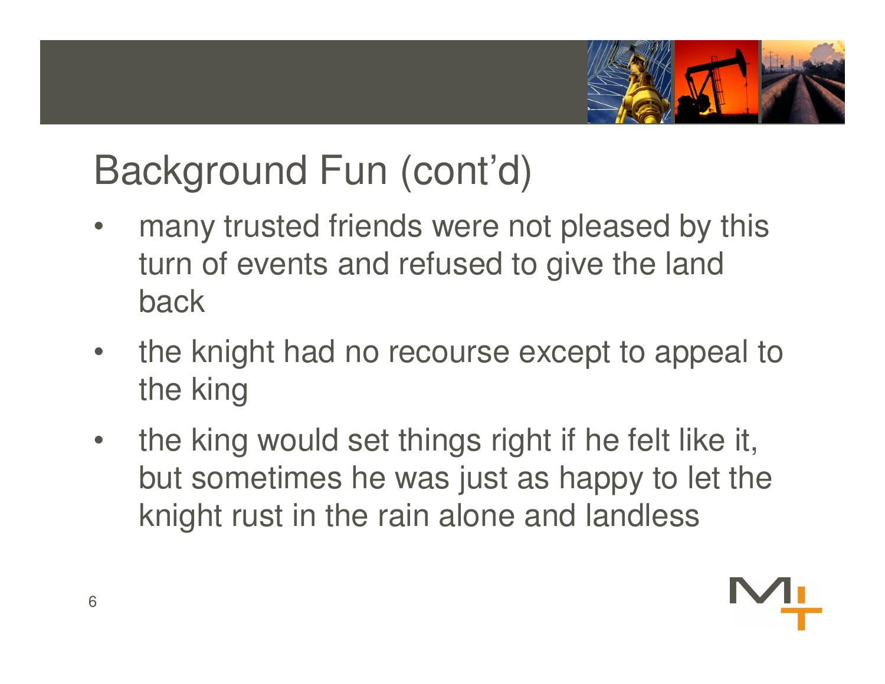# Background Fun (cont'd)

- many trusted friends were not pleased by this turn of events and refused to give the land back
- the knight had no recourse except to appeal to the king
- the king would set things right if he felt like it, but sometimes he was just as happy to let the knight rust in the rain alone and landless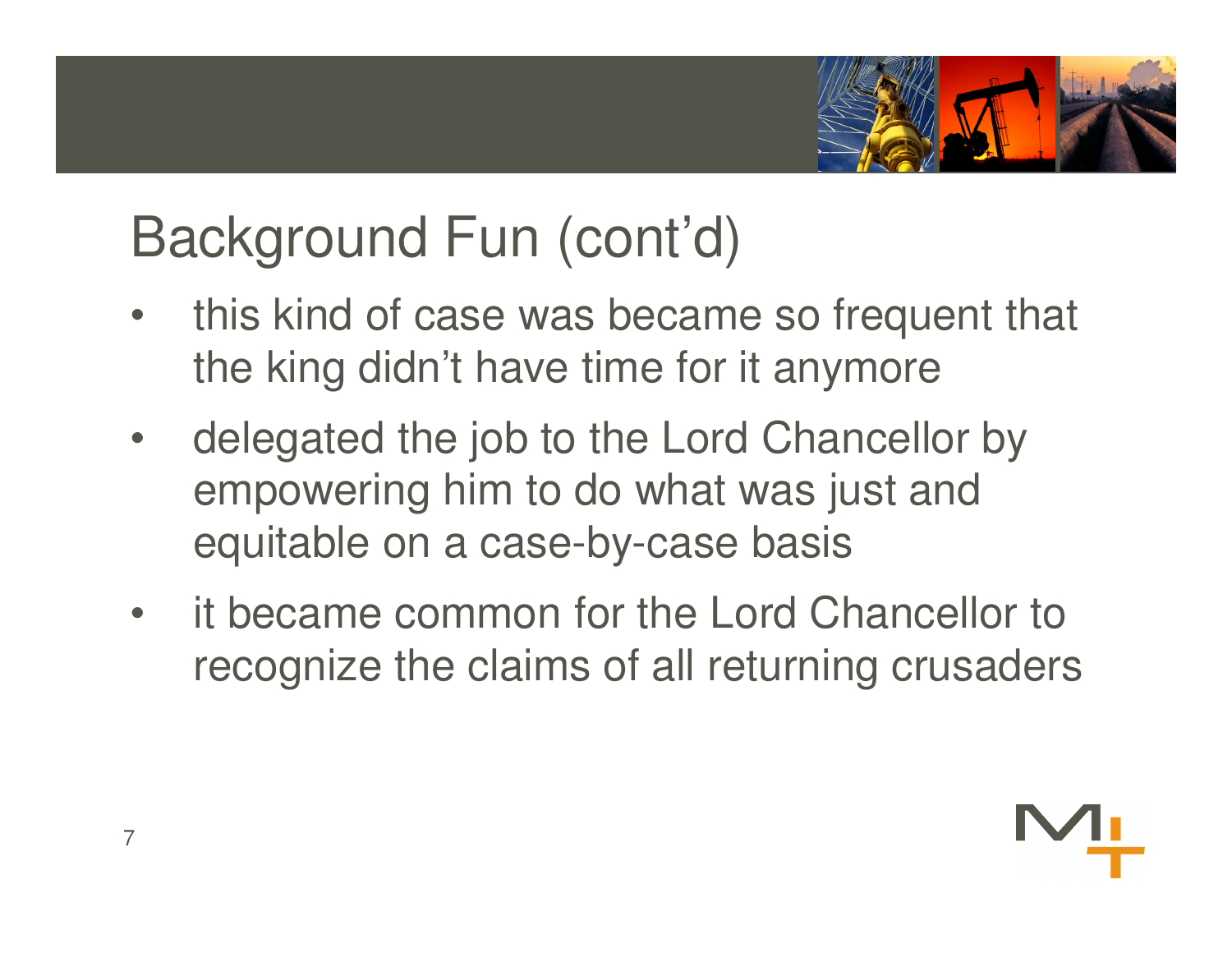# Background Fun (cont'd)

- this kind of case was became so frequent that the king didn't have time for it anymore
- delegated the job to the Lord Chancellor by empowering him to do what was just and equitable on a case-by-case basis
- it became common for the Lord Chancellor to recognize the claims of all returning crusaders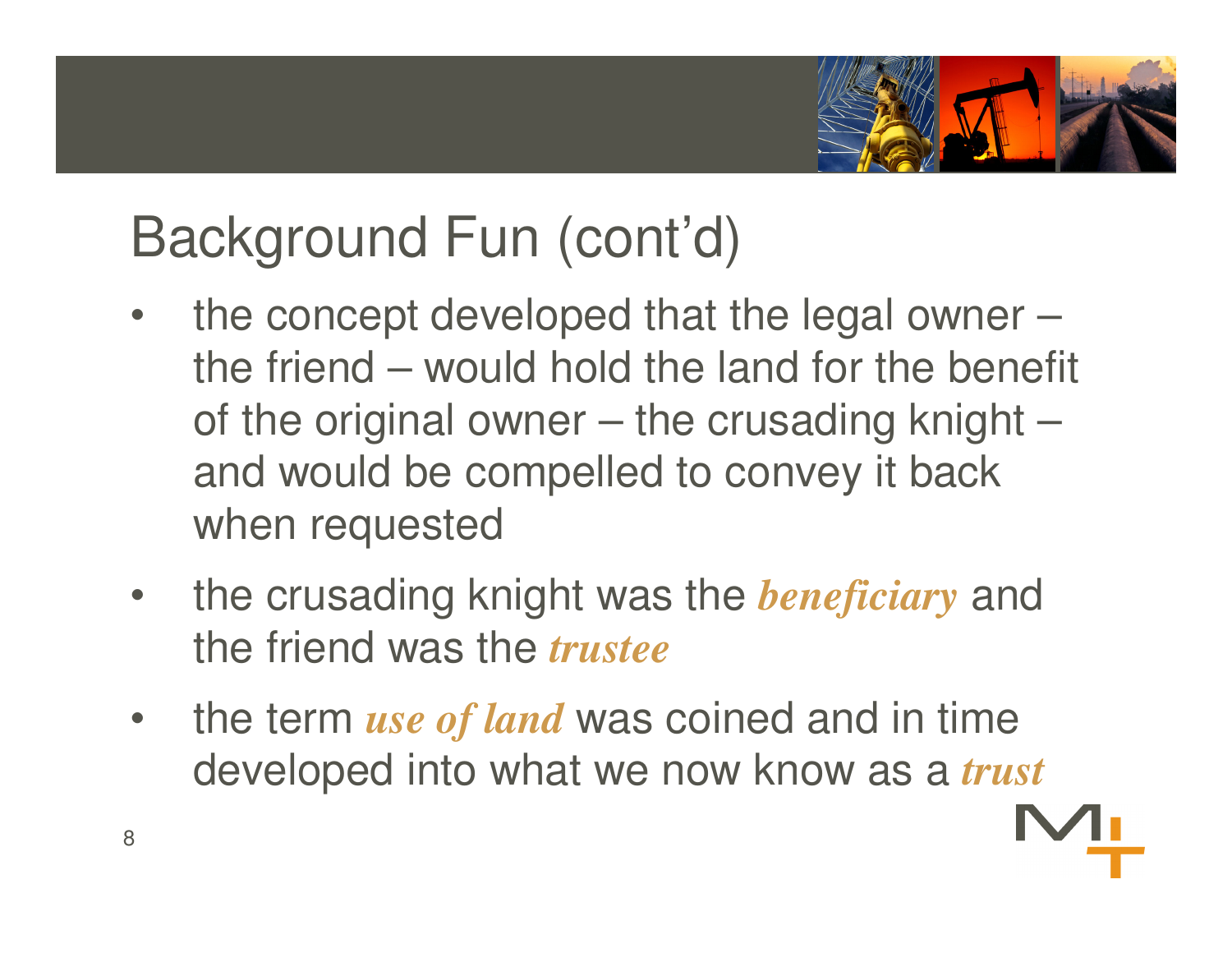# Background Fun (cont'd)

- the concept developed that the legal owner – the friend – would hold the land for the benefit of the original owner – the crusading knight – and would be compelled to convey it back when requested
- the crusading knight was the ***beneficiary*** and the friend was the ***trustee***
- the term ***use of land*** was coined and in time developed into what we now know as a ***trust***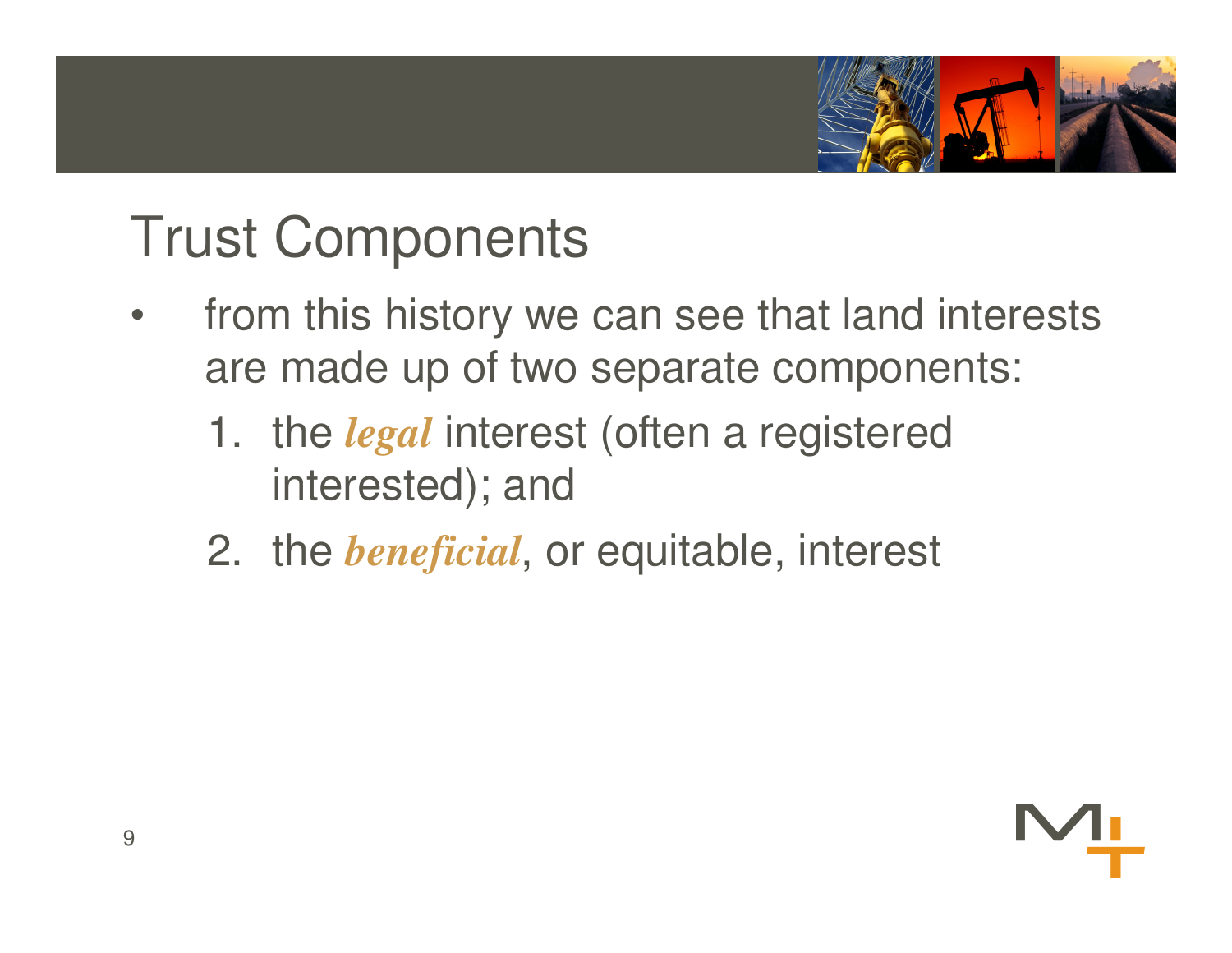# Trust Components

- from this history we can see that land interests are made up of two separate components:
  1. the ***legal*** interest (often a registered interested); and
  2. the ***beneficial***, or equitable, interest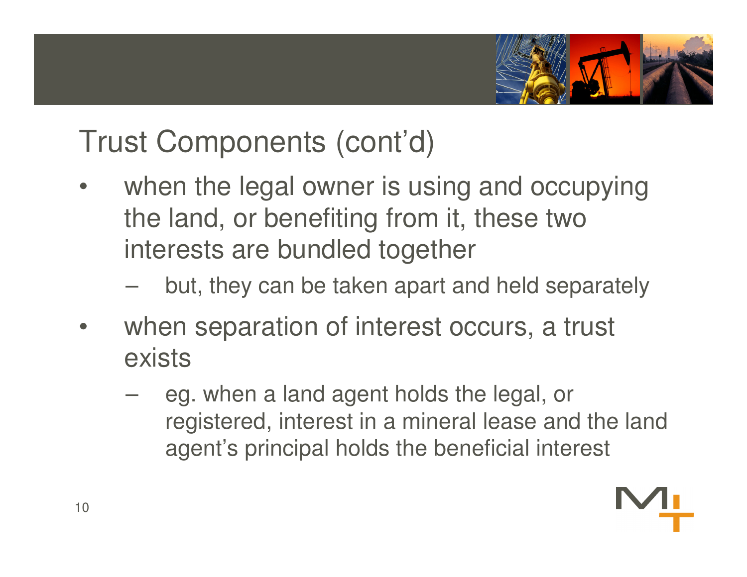# Trust Components (cont'd)

- when the legal owner is using and occupying the land, or benefiting from it, these two interests are bundled together
  - but, they can be taken apart and held separately
- when separation of interest occurs, a trust exists
  - eg. when a land agent holds the legal, or registered, interest in a mineral lease and the land agent's principal holds the beneficial interest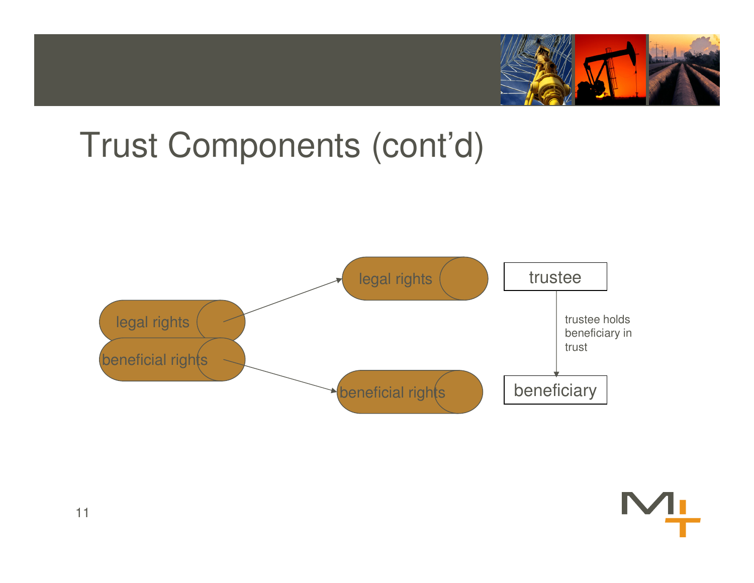# Trust Components (cont'd)

legal rights

beneficial rights

legal rights → trustee

beneficial rights → beneficiary

trustee holds beneficiary in trust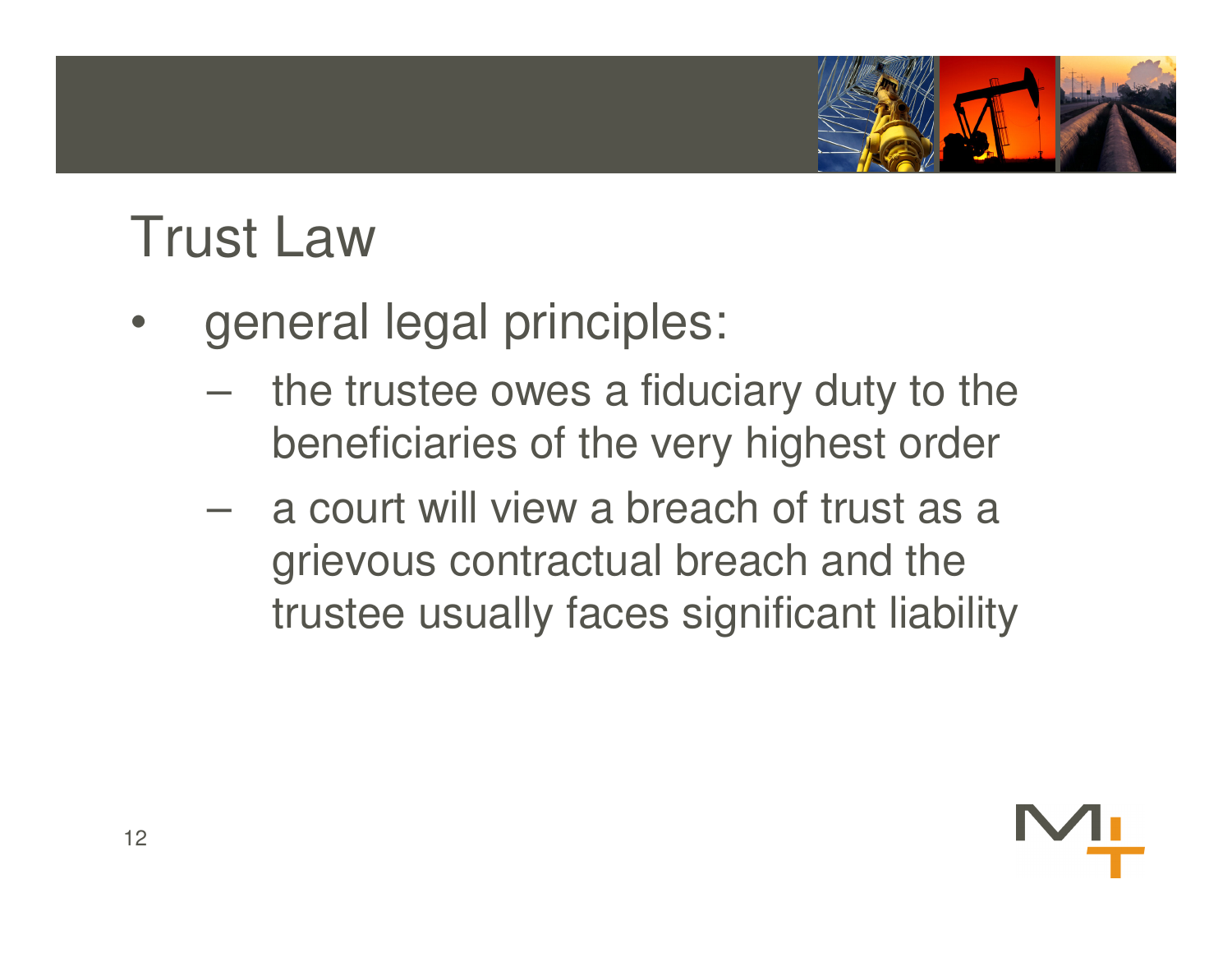# Trust Law

- general legal principles:
  - the trustee owes a fiduciary duty to the beneficiaries of the very highest order
  - a court will view a breach of trust as a grievous contractual breach and the trustee usually faces significant liability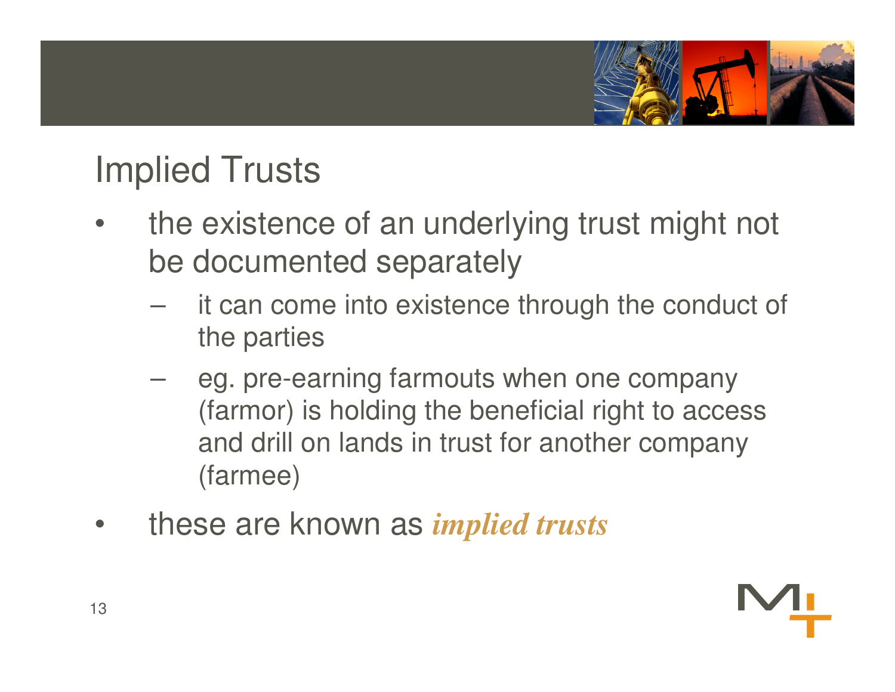# Implied Trusts

- the existence of an underlying trust might not be documented separately
  - it can come into existence through the conduct of the parties
  - eg. pre-earning farmouts when one company (farmor) is holding the beneficial right to access and drill on lands in trust for another company (farmee)
- these are known as ***implied trusts***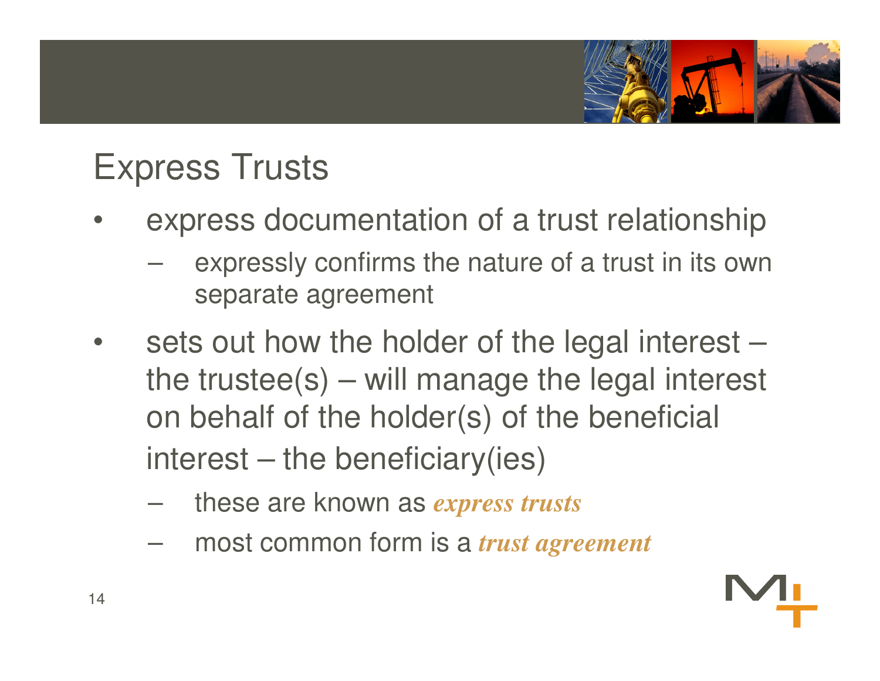# Express Trusts

- express documentation of a trust relationship
  - expressly confirms the nature of a trust in its own separate agreement
- sets out how the holder of the legal interest – the trustee(s) – will manage the legal interest on behalf of the holder(s) of the beneficial interest – the beneficiary(ies)
  - these are known as ***express trusts***
  - most common form is a ***trust agreement***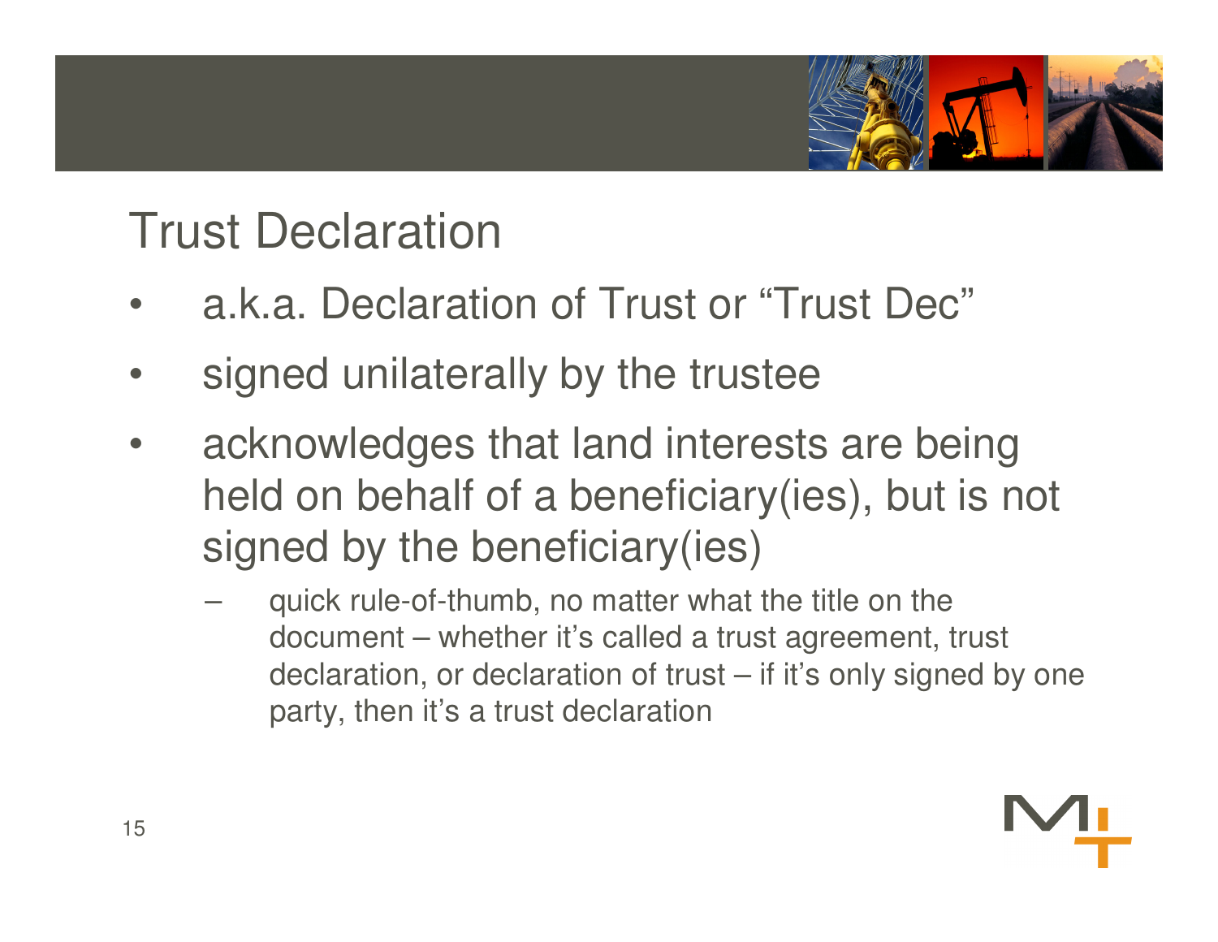# Trust Declaration

- a.k.a. Declaration of Trust or "Trust Dec"
- signed unilaterally by the trustee
- acknowledges that land interests are being held on behalf of a beneficiary(ies), but is not signed by the beneficiary(ies)
  - quick rule-of-thumb, no matter what the title on the document – whether it's called a trust agreement, trust declaration, or declaration of trust – if it's only signed by one party, then it's a trust declaration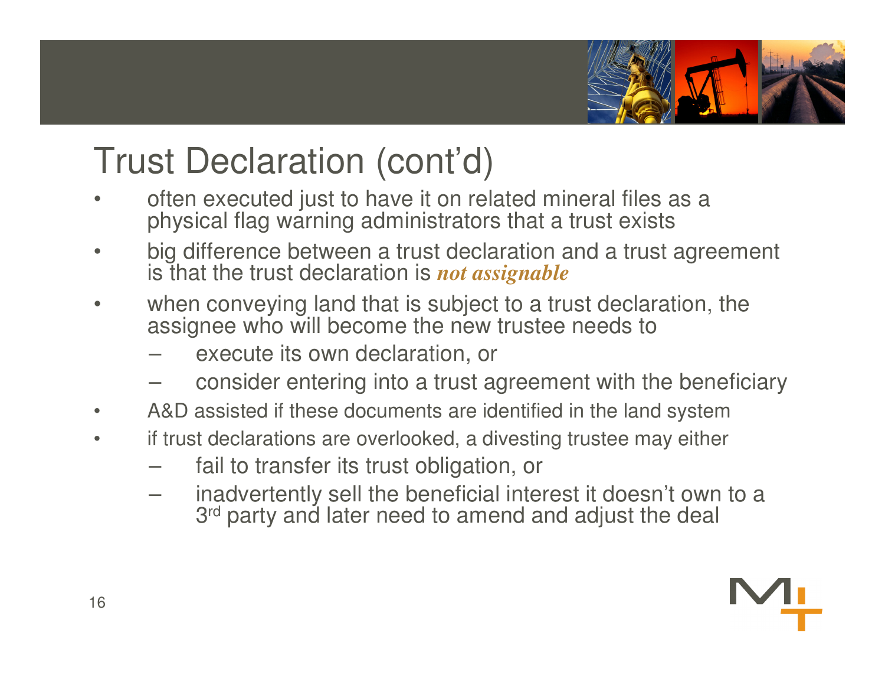# Trust Declaration (cont'd)

- often executed just to have it on related mineral files as a physical flag warning administrators that a trust exists
- big difference between a trust declaration and a trust agreement is that the trust declaration is ***not assignable***
- when conveying land that is subject to a trust declaration, the assignee who will become the new trustee needs to
  - execute its own declaration, or
  - consider entering into a trust agreement with the beneficiary
- A&D assisted if these documents are identified in the land system
- if trust declarations are overlooked, a divesting trustee may either
  - fail to transfer its trust obligation, or
  - inadvertently sell the beneficial interest it doesn't own to a 3rd party and later need to amend and adjust the deal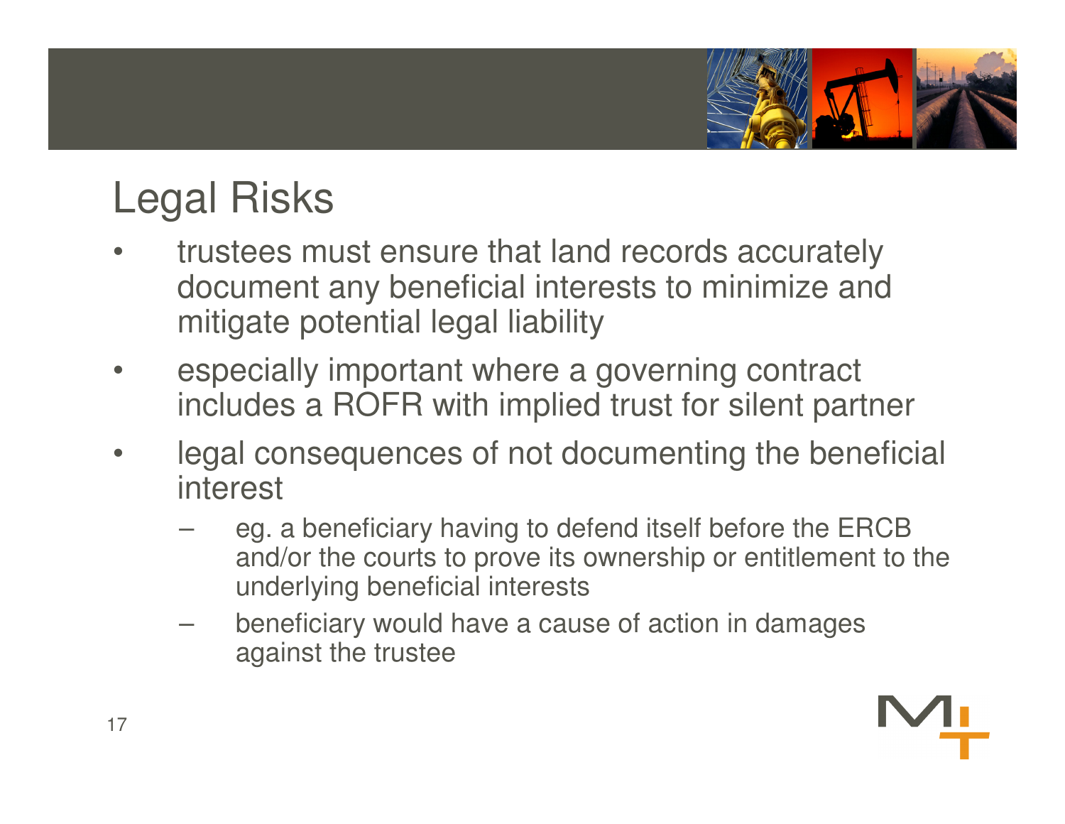# Legal Risks

- trustees must ensure that land records accurately document any beneficial interests to minimize and mitigate potential legal liability
- especially important where a governing contract includes a ROFR with implied trust for silent partner
- legal consequences of not documenting the beneficial interest
  - eg. a beneficiary having to defend itself before the ERCB and/or the courts to prove its ownership or entitlement to the underlying beneficial interests
  - beneficiary would have a cause of action in damages against the trustee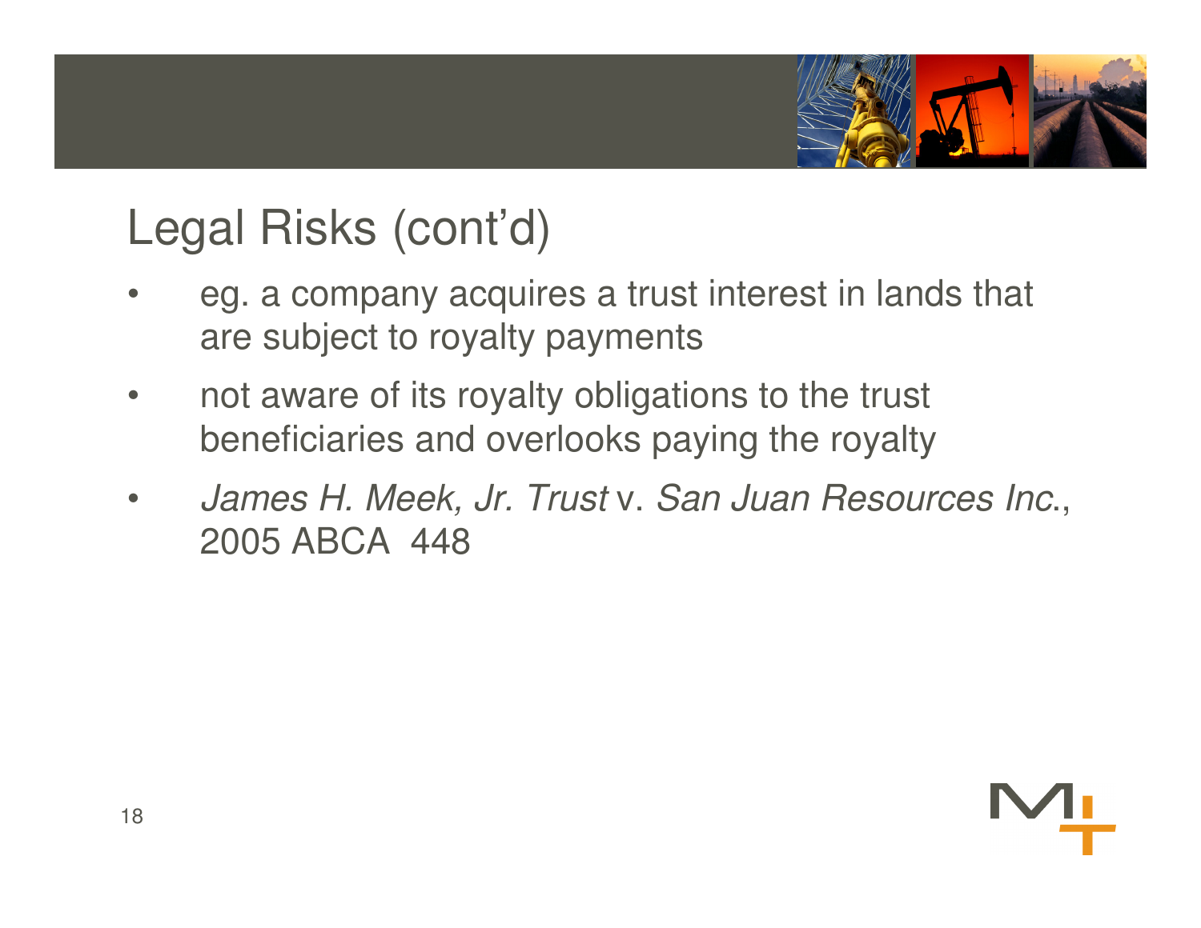# Legal Risks (cont'd)

- eg. a company acquires a trust interest in lands that are subject to royalty payments
- not aware of its royalty obligations to the trust beneficiaries and overlooks paying the royalty
- *James H. Meek, Jr. Trust* v. *San Juan Resources Inc*., 2005 ABCA 448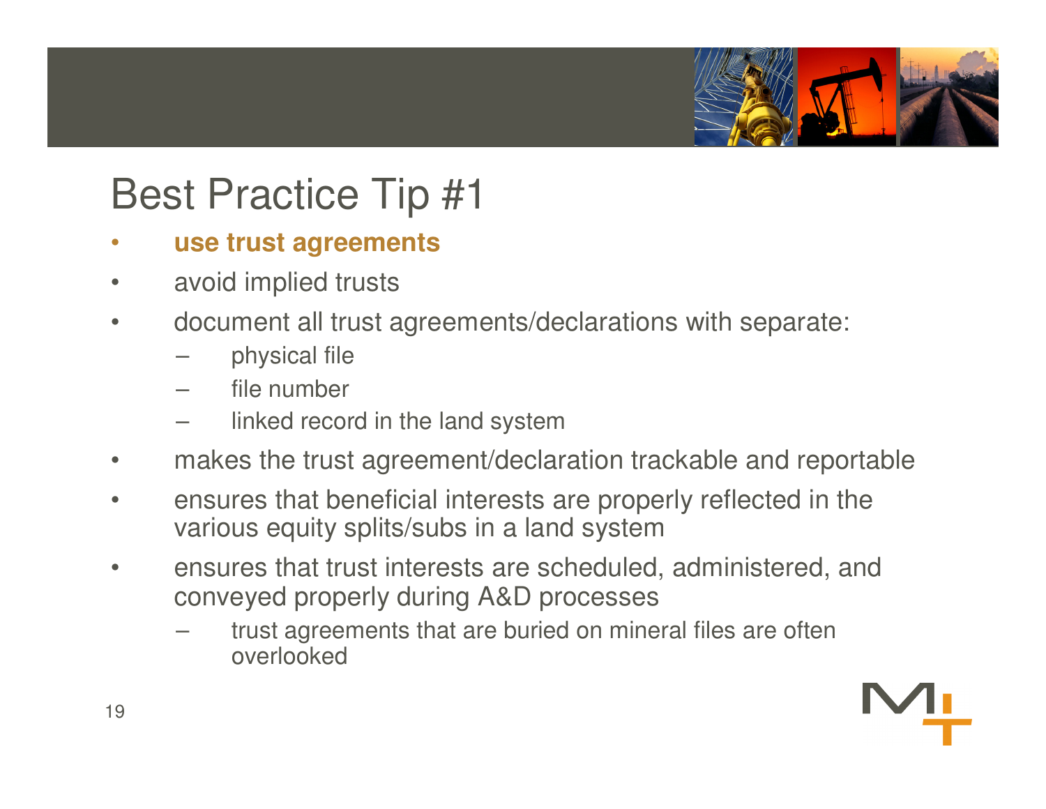# Best Practice Tip #1

- **use trust agreements**
- avoid implied trusts
- document all trust agreements/declarations with separate:
  - physical file
  - file number
  - linked record in the land system
- makes the trust agreement/declaration trackable and reportable
- ensures that beneficial interests are properly reflected in the various equity splits/subs in a land system
- ensures that trust interests are scheduled, administered, and conveyed properly during A&D processes
  - trust agreements that are buried on mineral files are often overlooked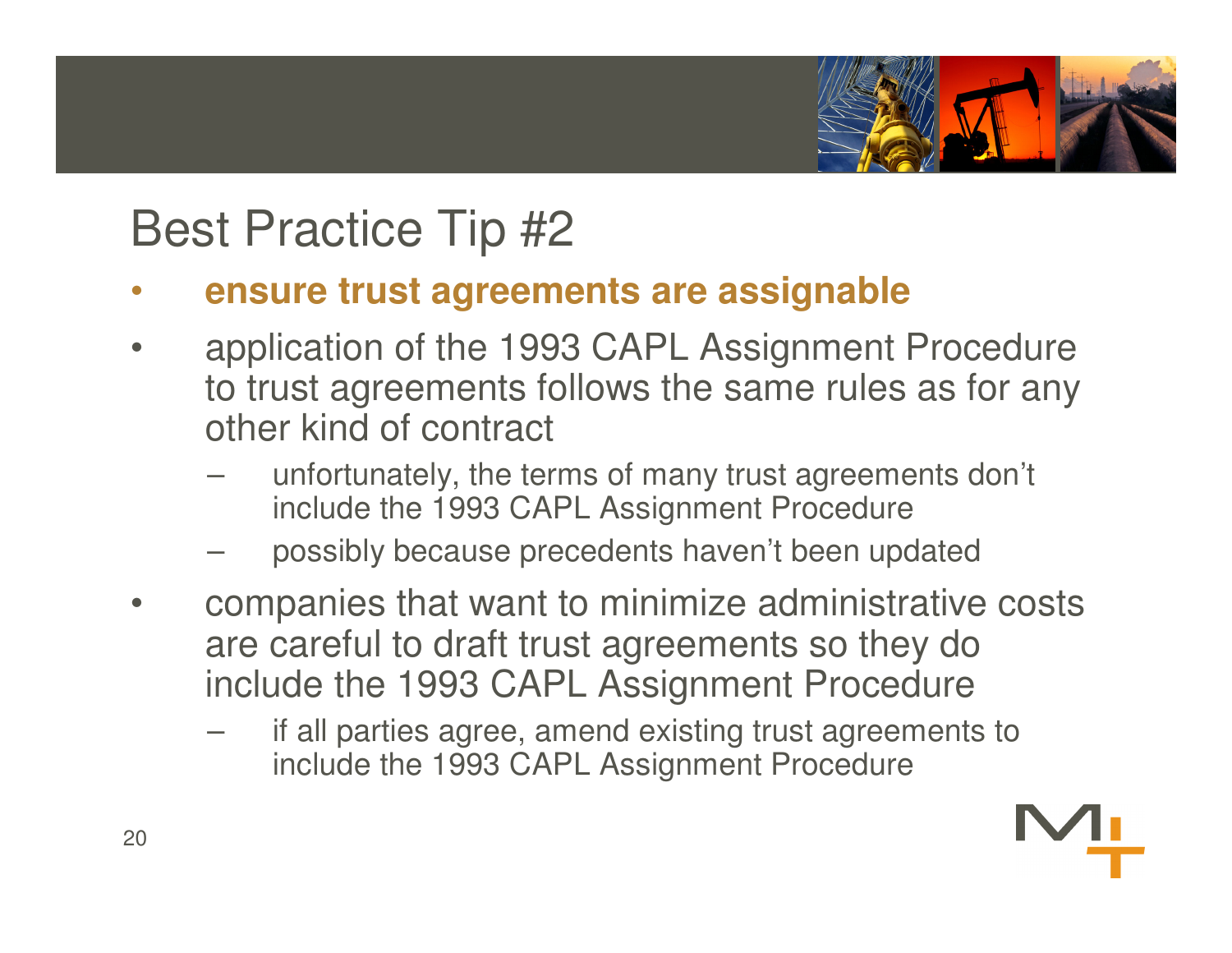# Best Practice Tip #2

- **ensure trust agreements are assignable**
- application of the 1993 CAPL Assignment Procedure to trust agreements follows the same rules as for any other kind of contract
  - unfortunately, the terms of many trust agreements don't include the 1993 CAPL Assignment Procedure
  - possibly because precedents haven't been updated
- companies that want to minimize administrative costs are careful to draft trust agreements so they do include the 1993 CAPL Assignment Procedure
  - if all parties agree, amend existing trust agreements to include the 1993 CAPL Assignment Procedure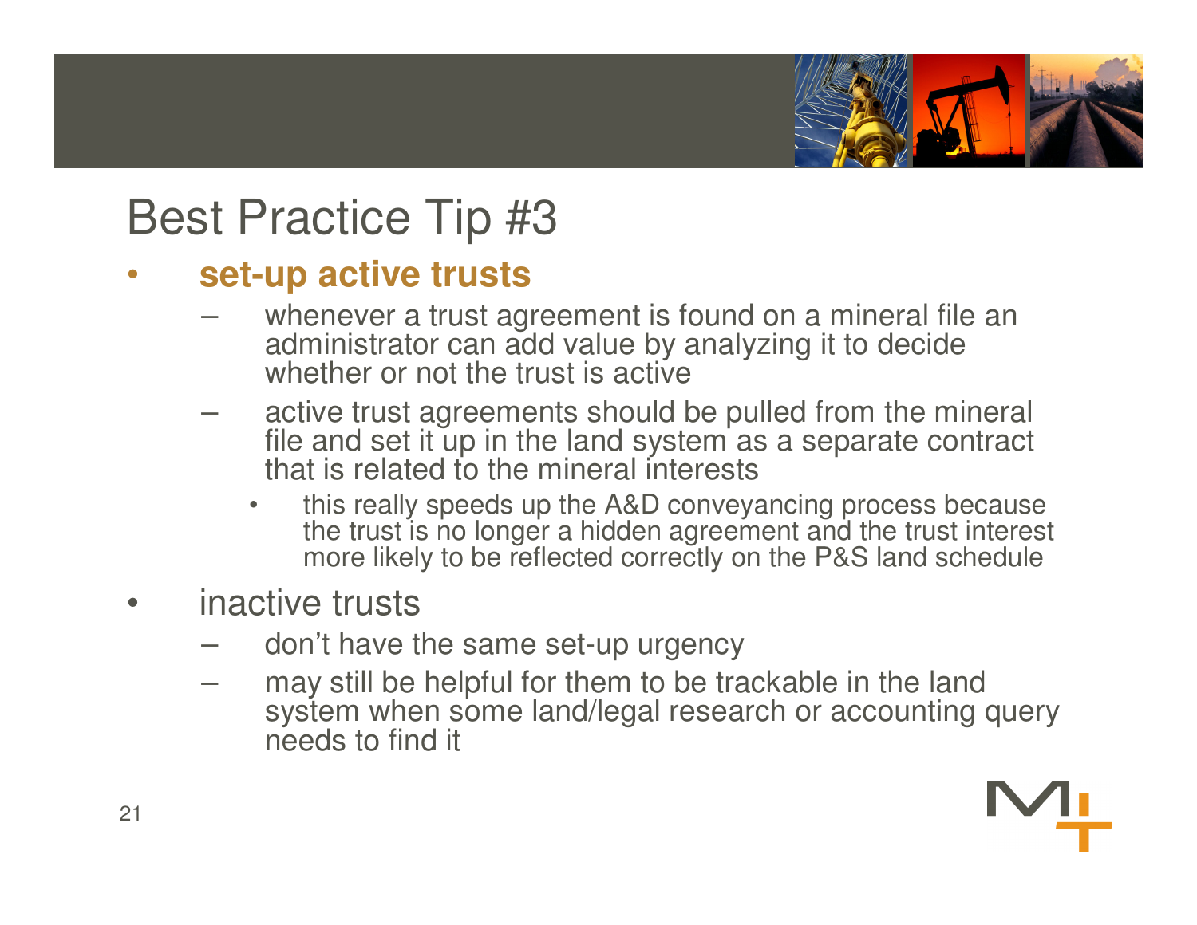# Best Practice Tip #3

- **set-up active trusts**
  - whenever a trust agreement is found on a mineral file an administrator can add value by analyzing it to decide whether or not the trust is active
  - active trust agreements should be pulled from the mineral file and set it up in the land system as a separate contract that is related to the mineral interests
    - this really speeds up the A&D conveyancing process because the trust is no longer a hidden agreement and the trust interest more likely to be reflected correctly on the P&S land schedule
- inactive trusts
  - don't have the same set-up urgency
  - may still be helpful for them to be trackable in the land system when some land/legal research or accounting query needs to find it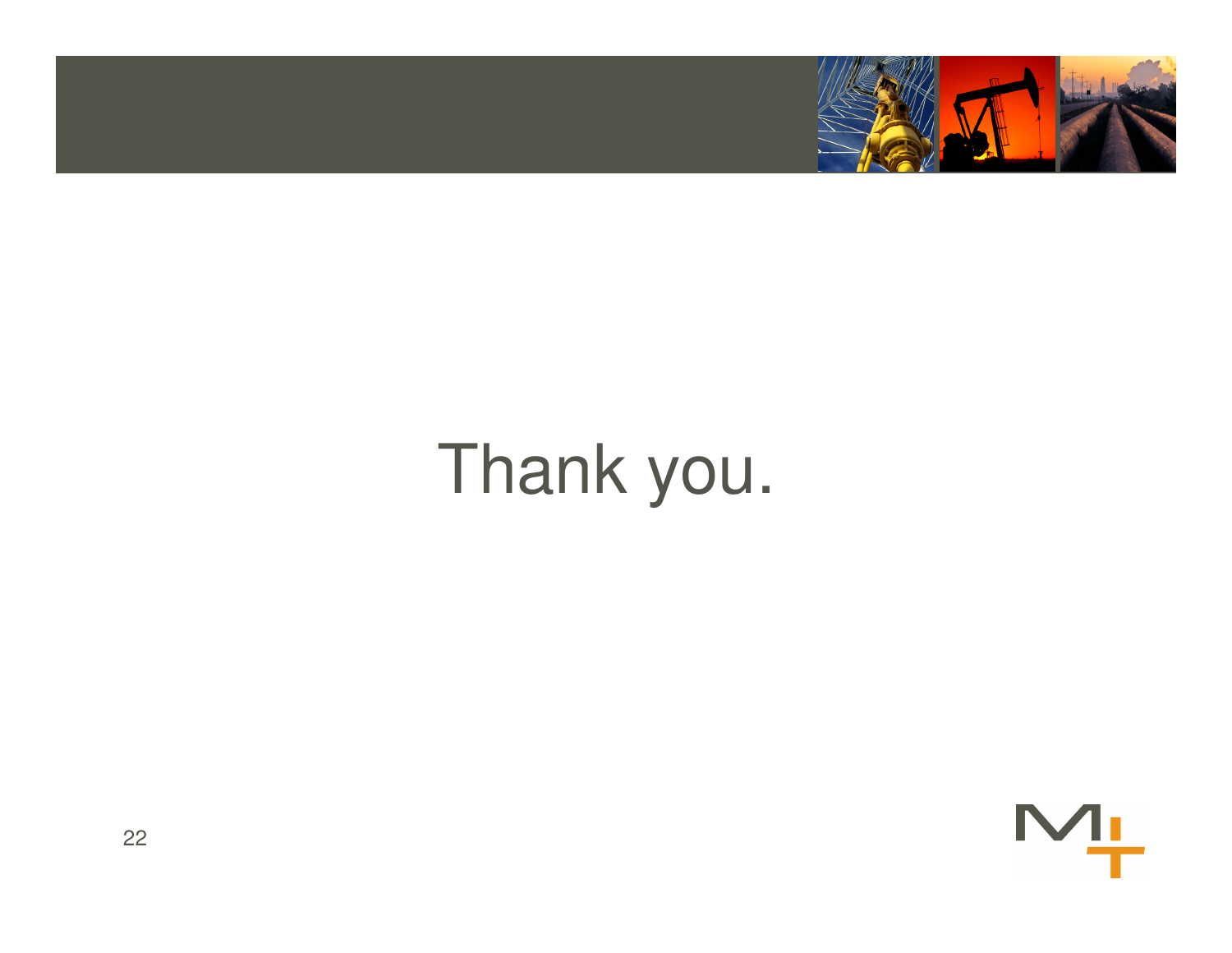Thank you.